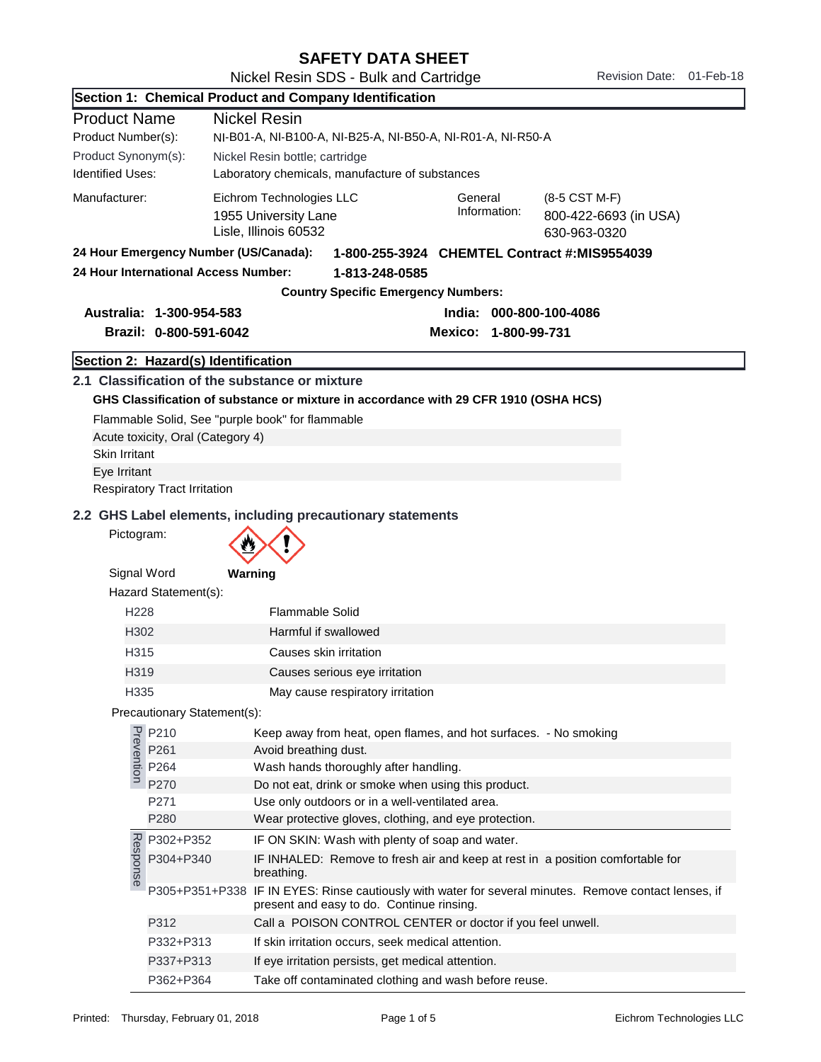# SAFETY DATA SHEET

Nickel Resin SDS - Bulk and Cartridge

Revision Date: 01-Feb-18

## Section 1: Chemical Product and Company Identification

| | |
|---|---|
| Product Name | Nickel Resin |
| Product Number(s): | NI-B01-A, NI-B100-A, NI-B25-A, NI-B50-A, NI-R01-A, NI-R50-A |
| Product Synonym(s): | Nickel Resin bottle; cartridge |
| Identified Uses: | Laboratory chemicals, manufacture of substances |

Manufacturer: Eichrom Technologies LLC
1955 University Lane
Lisle, Illinois 60532

General Information: (8-5 CST M-F)
800-422-6693 (in USA)
630-963-0320

**24 Hour Emergency Number (US/Canada): 1-800-255-3924 CHEMTEL Contract #:MIS9554039**

**24 Hour International Access Number: 1-813-248-0585**

**Country Specific Emergency Numbers:**

**Australia: 1-300-954-583**

**Brazil: 0-800-591-6042**

**India: 000-800-100-4086**

**Mexico: 1-800-99-731**

## Section 2: Hazard(s) Identification

### 2.1 Classification of the substance or mixture

**GHS Classification of substance or mixture in accordance with 29 CFR 1910 (OSHA HCS)**

Flammable Solid, See "purple book" for flammable

Acute toxicity, Oral (Category 4)

Skin Irritant

Eye Irritant

Respiratory Tract Irritation

### 2.2 GHS Label elements, including precautionary statements

Pictogram:

Signal Word **Warning**

Hazard Statement(s):

| | |
|---|---|
| H228 | Flammable Solid |
| H302 | Harmful if swallowed |
| H315 | Causes skin irritation |
| H319 | Causes serious eye irritation |
| H335 | May cause respiratory irritation |

Precautionary Statement(s):

| | | |
|---|---|---|
| Prevention | P210 | Keep away from heat, open flames, and hot surfaces. - No smoking |
| | P261 | Avoid breathing dust. |
| | P264 | Wash hands thoroughly after handling. |
| | P270 | Do not eat, drink or smoke when using this product. |
| | P271 | Use only outdoors or in a well-ventilated area. |
| | P280 | Wear protective gloves, clothing, and eye protection. |
| Response | P302+P352 | IF ON SKIN: Wash with plenty of soap and water. |
| | P304+P340 | IF INHALED: Remove to fresh air and keep at rest in a position comfortable for breathing. |
| | P305+P351+P338 | IF IN EYES: Rinse cautiously with water for several minutes. Remove contact lenses, if present and easy to do. Continue rinsing. |
| | P312 | Call a POISON CONTROL CENTER or doctor if you feel unwell. |
| | P332+P313 | If skin irritation occurs, seek medical attention. |
| | P337+P313 | If eye irritation persists, get medical attention. |
| | P362+P364 | Take off contaminated clothing and wash before reuse. |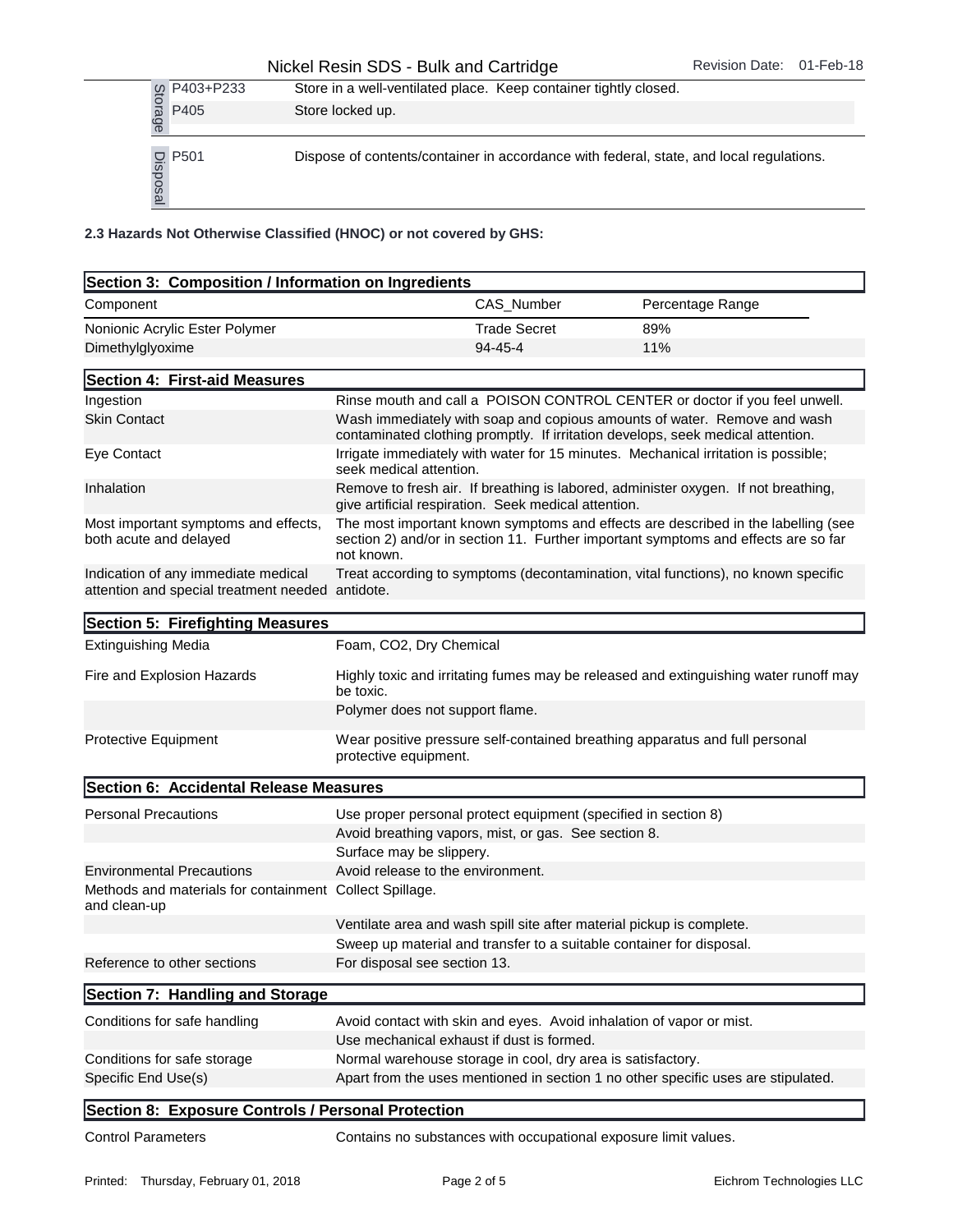| | | |
|---|---|---|
| Storage | P403+P233 | Store in a well-ventilated place. Keep container tightly closed. |
| | P405 | Store locked up. |
| Disposal | P501 | Dispose of contents/container in accordance with federal, state, and local regulations. |

**2.3 Hazards Not Otherwise Classified (HNOC) or not covered by GHS:**

## Section 3: Composition / Information on Ingredients

| Component | CAS_Number | Percentage Range |
|---|---|---|
| Nonionic Acrylic Ester Polymer | Trade Secret | 89% |
| Dimethylglyoxime | 94-45-4 | 11% |

## Section 4: First-aid Measures

| | |
|---|---|
| Ingestion | Rinse mouth and call a POISON CONTROL CENTER or doctor if you feel unwell. |
| Skin Contact | Wash immediately with soap and copious amounts of water. Remove and wash contaminated clothing promptly. If irritation develops, seek medical attention. |
| Eye Contact | Irrigate immediately with water for 15 minutes. Mechanical irritation is possible; seek medical attention. |
| Inhalation | Remove to fresh air. If breathing is labored, administer oxygen. If not breathing, give artificial respiration. Seek medical attention. |
| Most important symptoms and effects, both acute and delayed | The most important known symptoms and effects are described in the labelling (see section 2) and/or in section 11. Further important symptoms and effects are so far not known. |
| Indication of any immediate medical attention and special treatment needed | Treat according to symptoms (decontamination, vital functions), no known specific antidote. |

## Section 5: Firefighting Measures

| | |
|---|---|
| Extinguishing Media | Foam, CO2, Dry Chemical |
| Fire and Explosion Hazards | Highly toxic and irritating fumes may be released and extinguishing water runoff may be toxic. |
| | Polymer does not support flame. |
| Protective Equipment | Wear positive pressure self-contained breathing apparatus and full personal protective equipment. |

## Section 6: Accidental Release Measures

| | |
|---|---|
| Personal Precautions | Use proper personal protect equipment (specified in section 8) |
| | Avoid breathing vapors, mist, or gas. See section 8. |
| | Surface may be slippery. |
| Environmental Precautions | Avoid release to the environment. |
| Methods and materials for containment and clean-up | Collect Spillage. |
| | Ventilate area and wash spill site after material pickup is complete. |
| | Sweep up material and transfer to a suitable container for disposal. |
| Reference to other sections | For disposal see section 13. |

## Section 7: Handling and Storage

| | |
|---|---|
| Conditions for safe handling | Avoid contact with skin and eyes. Avoid inhalation of vapor or mist. |
| | Use mechanical exhaust if dust is formed. |
| Conditions for safe storage | Normal warehouse storage in cool, dry area is satisfactory. |
| Specific End Use(s) | Apart from the uses mentioned in section 1 no other specific uses are stipulated. |

## Section 8: Exposure Controls / Personal Protection

| | |
|---|---|
| Control Parameters | Contains no substances with occupational exposure limit values. |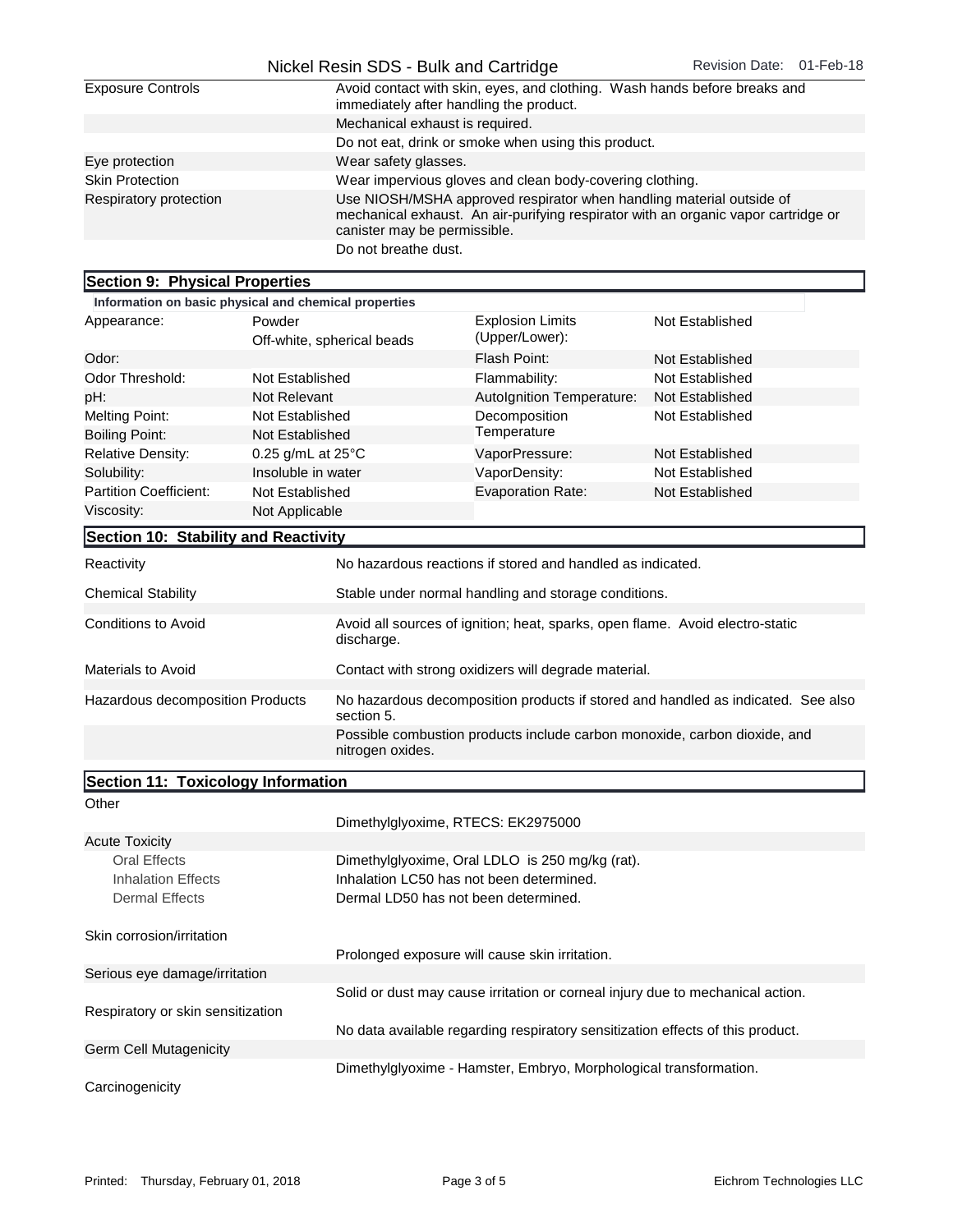| | |
|---|---|
| Exposure Controls | Avoid contact with skin, eyes, and clothing. Wash hands before breaks and immediately after handling the product. |
| | Mechanical exhaust is required. |
| | Do not eat, drink or smoke when using this product. |
| Eye protection | Wear safety glasses. |
| Skin Protection | Wear impervious gloves and clean body-covering clothing. |
| Respiratory protection | Use NIOSH/MSHA approved respirator when handling material outside of mechanical exhaust. An air-purifying respirator with an organic vapor cartridge or canister may be permissible. |
| | Do not breathe dust. |

## Section 9: Physical Properties

**Information on basic physical and chemical properties**

| | | | |
|---|---|---|---|
| Appearance: | Powder<br>Off-white, spherical beads | Explosion Limits (Upper/Lower): | Not Established |
| Odor: | | Flash Point: | Not Established |
| Odor Threshold: | Not Established | Flammability: | Not Established |
| pH: | Not Relevant | AutoIgnition Temperature: | Not Established |
| Melting Point: | Not Established | Decomposition Temperature | Not Established |
| Boiling Point: | Not Established | | |
| Relative Density: | 0.25 g/mL at 25°C | VaporPressure: | Not Established |
| Solubility: | Insoluble in water | VaporDensity: | Not Established |
| Partition Coefficient: | Not Established | Evaporation Rate: | Not Established |
| Viscosity: | Not Applicable | | |

## Section 10: Stability and Reactivity

| | |
|---|---|
| Reactivity | No hazardous reactions if stored and handled as indicated. |
| Chemical Stability | Stable under normal handling and storage conditions. |
| Conditions to Avoid | Avoid all sources of ignition; heat, sparks, open flame. Avoid electro-static discharge. |
| Materials to Avoid | Contact with strong oxidizers will degrade material. |
| Hazardous decomposition Products | No hazardous decomposition products if stored and handled as indicated. See also section 5. |
| | Possible combustion products include carbon monoxide, carbon dioxide, and nitrogen oxides. |

## Section 11: Toxicology Information

| | |
|---|---|
| Other | |
| | Dimethylglyoxime, RTECS: EK2975000 |
| Acute Toxicity | |
| Oral Effects | Dimethylglyoxime, Oral LDLO is 250 mg/kg (rat). |
| Inhalation Effects | Inhalation LC50 has not been determined. |
| Dermal Effects | Dermal LD50 has not been determined. |
| Skin corrosion/irritation | |
| | Prolonged exposure will cause skin irritation. |
| Serious eye damage/irritation | |
| | Solid or dust may cause irritation or corneal injury due to mechanical action. |
| Respiratory or skin sensitization | |
| | No data available regarding respiratory sensitization effects of this product. |
| Germ Cell Mutagenicity | |
| | Dimethylglyoxime - Hamster, Embryo, Morphological transformation. |
| Carcinogenicity | |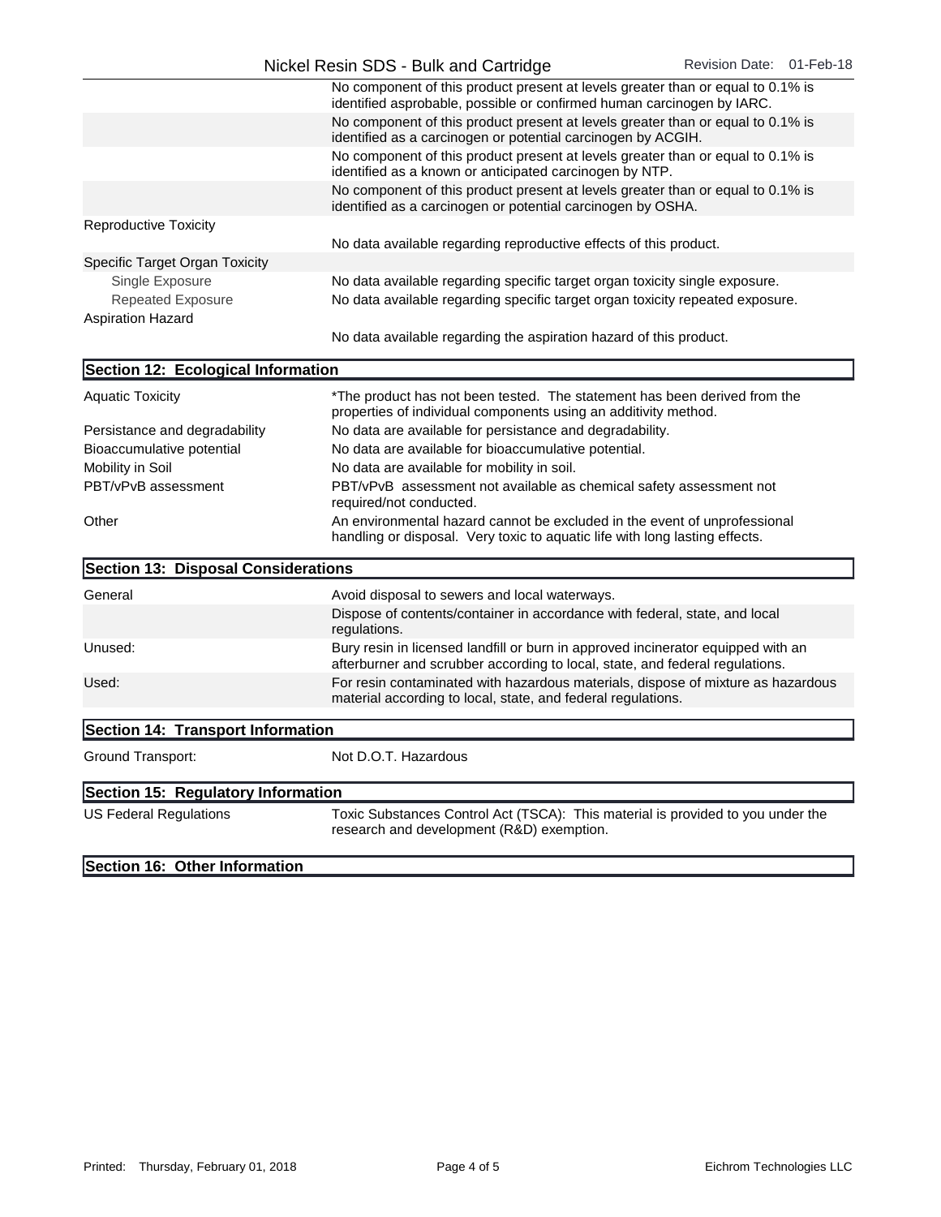| | |
|---|---|
| | No component of this product present at levels greater than or equal to 0.1% is identified asprobable, possible or confirmed human carcinogen by IARC. |
| | No component of this product present at levels greater than or equal to 0.1% is identified as a carcinogen or potential carcinogen by ACGIH. |
| | No component of this product present at levels greater than or equal to 0.1% is identified as a known or anticipated carcinogen by NTP. |
| | No component of this product present at levels greater than or equal to 0.1% is identified as a carcinogen or potential carcinogen by OSHA. |
| Reproductive Toxicity | |
| | No data available regarding reproductive effects of this product. |
| Specific Target Organ Toxicity | |
| Single Exposure | No data available regarding specific target organ toxicity single exposure. |
| Repeated Exposure | No data available regarding specific target organ toxicity repeated exposure. |
| Aspiration Hazard | |
| | No data available regarding the aspiration hazard of this product. |

## Section 12: Ecological Information

| | |
|---|---|
| Aquatic Toxicity | *The product has not been tested. The statement has been derived from the properties of individual components using an additivity method. |
| Persistance and degradability | No data are available for persistance and degradability. |
| Bioaccumulative potential | No data are available for bioaccumulative potential. |
| Mobility in Soil | No data are available for mobility in soil. |
| PBT/vPvB assessment | PBT/vPvB assessment not available as chemical safety assessment not required/not conducted. |
| Other | An environmental hazard cannot be excluded in the event of unprofessional handling or disposal. Very toxic to aquatic life with long lasting effects. |

## Section 13: Disposal Considerations

| | |
|---|---|
| General | Avoid disposal to sewers and local waterways. |
| | Dispose of contents/container in accordance with federal, state, and local regulations. |
| Unused: | Bury resin in licensed landfill or burn in approved incinerator equipped with an afterburner and scrubber according to local, state, and federal regulations. |
| Used: | For resin contaminated with hazardous materials, dispose of mixture as hazardous material according to local, state, and federal regulations. |

## Section 14: Transport Information

| | |
|---|---|
| Ground Transport: | Not D.O.T. Hazardous |

## Section 15: Regulatory Information

| | |
|---|---|
| US Federal Regulations | Toxic Substances Control Act (TSCA): This material is provided to you under the research and development (R&D) exemption. |

## Section 16: Other Information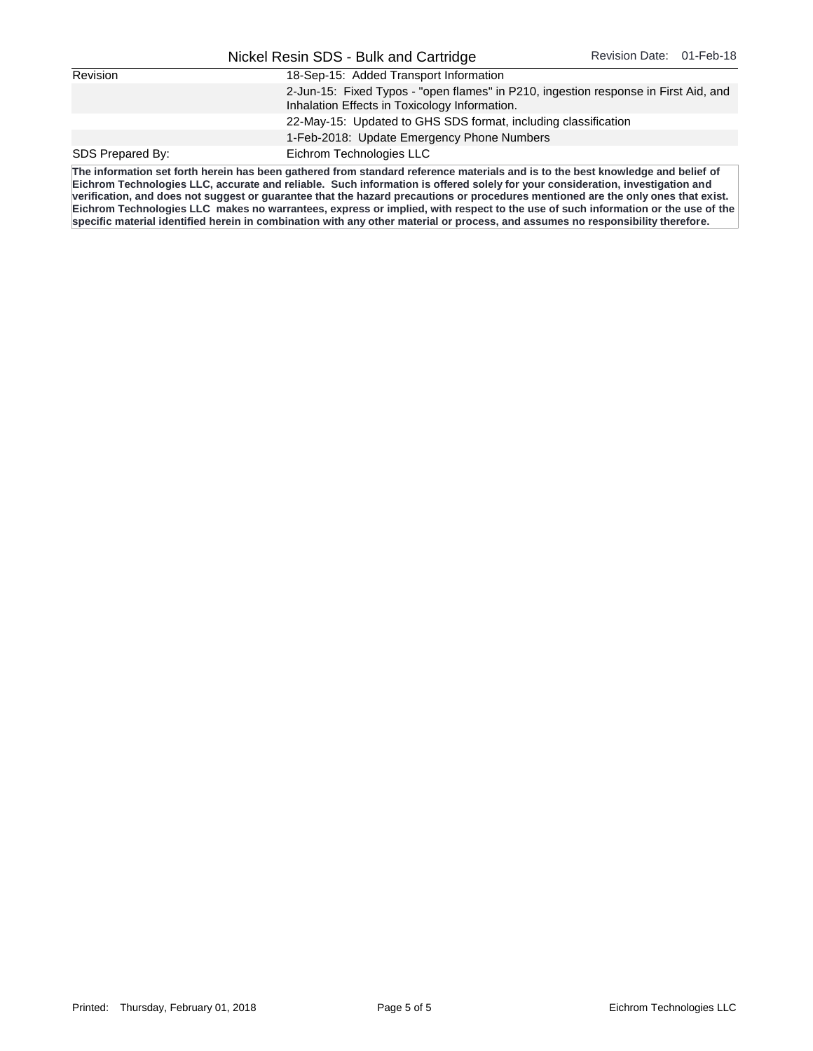| | |
|---|---|
| Revision | 18-Sep-15: Added Transport Information |
| | 2-Jun-15: Fixed Typos - "open flames" in P210, ingestion response in First Aid, and Inhalation Effects in Toxicology Information. |
| | 22-May-15: Updated to GHS SDS format, including classification |
| | 1-Feb-2018: Update Emergency Phone Numbers |
| SDS Prepared By: | Eichrom Technologies LLC |

**The information set forth herein has been gathered from standard reference materials and is to the best knowledge and belief of Eichrom Technologies LLC, accurate and reliable. Such information is offered solely for your consideration, investigation and verification, and does not suggest or guarantee that the hazard precautions or procedures mentioned are the only ones that exist. Eichrom Technologies LLC makes no warrantees, express or implied, with respect to the use of such information or the use of the specific material identified herein in combination with any other material or process, and assumes no responsibility therefore.**